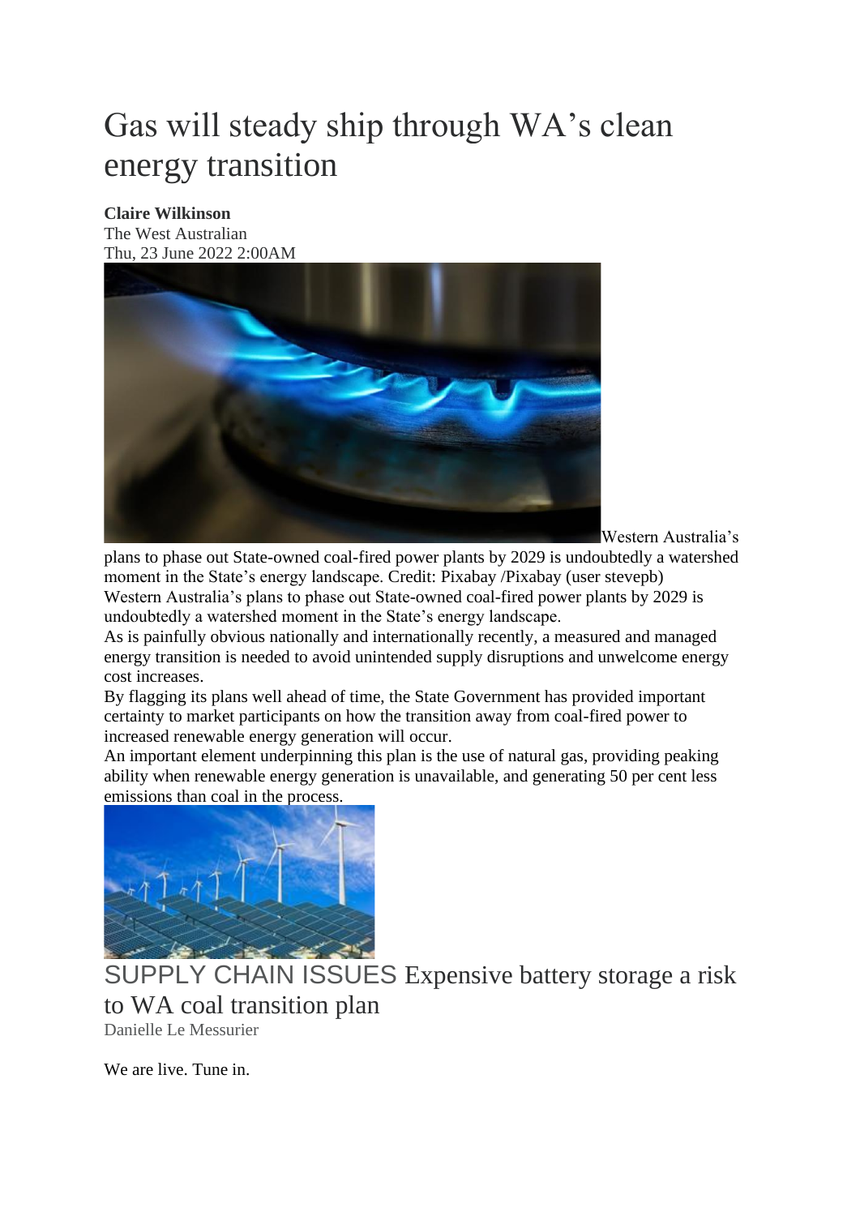# Gas will steady ship through WA's clean energy transition

**Claire Wilkinson**
The West Australian
Thu, 23 June 2022 2:00AM

Western Australia's plans to phase out State-owned coal-fired power plants by 2029 is undoubtedly a watershed moment in the State's energy landscape. Credit: Pixabay /Pixabay (user stevepb)

Western Australia's plans to phase out State-owned coal-fired power plants by 2029 is undoubtedly a watershed moment in the State's energy landscape.

As is painfully obvious nationally and internationally recently, a measured and managed energy transition is needed to avoid unintended supply disruptions and unwelcome energy cost increases.

By flagging its plans well ahead of time, the State Government has provided important certainty to market participants on how the transition away from coal-fired power to increased renewable energy generation will occur.

An important element underpinning this plan is the use of natural gas, providing peaking ability when renewable energy generation is unavailable, and generating 50 per cent less emissions than coal in the process.

SUPPLY CHAIN ISSUES Expensive battery storage a risk to WA coal transition plan
Danielle Le Messurier

We are live. Tune in.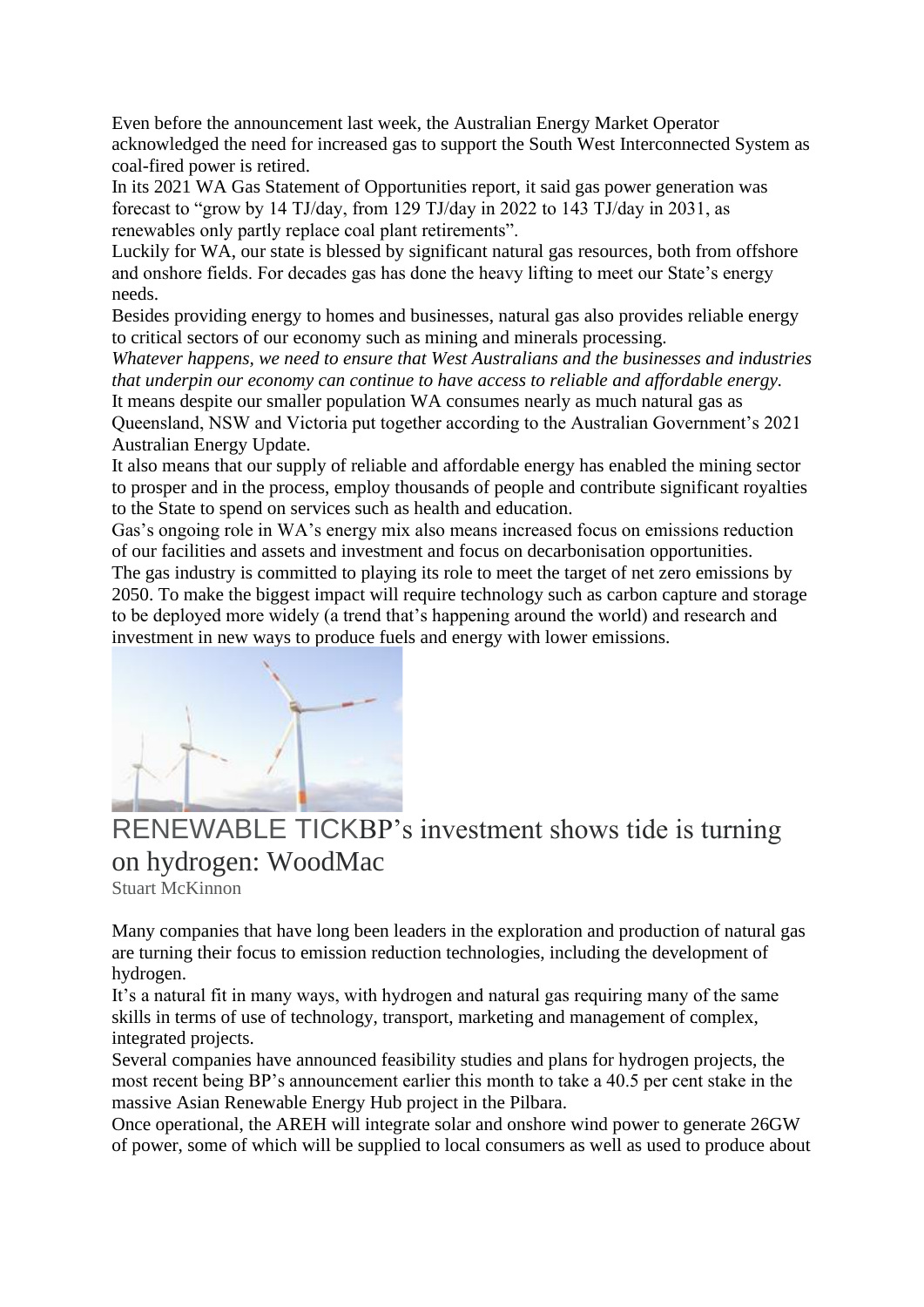Even before the announcement last week, the Australian Energy Market Operator acknowledged the need for increased gas to support the South West Interconnected System as coal-fired power is retired.

In its 2021 WA Gas Statement of Opportunities report, it said gas power generation was forecast to "grow by 14 TJ/day, from 129 TJ/day in 2022 to 143 TJ/day in 2031, as renewables only partly replace coal plant retirements".

Luckily for WA, our state is blessed by significant natural gas resources, both from offshore and onshore fields. For decades gas has done the heavy lifting to meet our State's energy needs.

Besides providing energy to homes and businesses, natural gas also provides reliable energy to critical sectors of our economy such as mining and minerals processing.

*Whatever happens, we need to ensure that West Australians and the businesses and industries that underpin our economy can continue to have access to reliable and affordable energy.*

It means despite our smaller population WA consumes nearly as much natural gas as Queensland, NSW and Victoria put together according to the Australian Government's 2021 Australian Energy Update.

It also means that our supply of reliable and affordable energy has enabled the mining sector to prosper and in the process, employ thousands of people and contribute significant royalties to the State to spend on services such as health and education.

Gas's ongoing role in WA's energy mix also means increased focus on emissions reduction of our facilities and assets and investment and focus on decarbonisation opportunities.

The gas industry is committed to playing its role to meet the target of net zero emissions by 2050. To make the biggest impact will require technology such as carbon capture and storage to be deployed more widely (a trend that's happening around the world) and research and investment in new ways to produce fuels and energy with lower emissions.

## RENEWABLE TICKBP's investment shows tide is turning on hydrogen: WoodMac

Stuart McKinnon

Many companies that have long been leaders in the exploration and production of natural gas are turning their focus to emission reduction technologies, including the development of hydrogen.

It's a natural fit in many ways, with hydrogen and natural gas requiring many of the same skills in terms of use of technology, transport, marketing and management of complex, integrated projects.

Several companies have announced feasibility studies and plans for hydrogen projects, the most recent being BP's announcement earlier this month to take a 40.5 per cent stake in the massive Asian Renewable Energy Hub project in the Pilbara.

Once operational, the AREH will integrate solar and onshore wind power to generate 26GW of power, some of which will be supplied to local consumers as well as used to produce about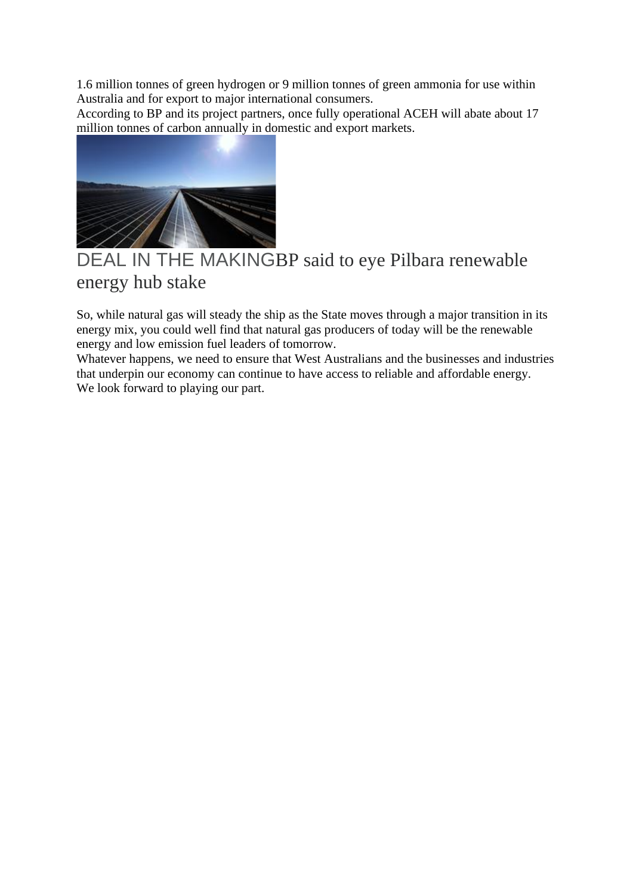1.6 million tonnes of green hydrogen or 9 million tonnes of green ammonia for use within Australia and for export to major international consumers.

According to BP and its project partners, once fully operational ACEH will abate about 17 million tonnes of carbon annually in domestic and export markets.

DEAL IN THE MAKINGBP said to eye Pilbara renewable energy hub stake

So, while natural gas will steady the ship as the State moves through a major transition in its energy mix, you could well find that natural gas producers of today will be the renewable energy and low emission fuel leaders of tomorrow.

Whatever happens, we need to ensure that West Australians and the businesses and industries that underpin our economy can continue to have access to reliable and affordable energy.

We look forward to playing our part.